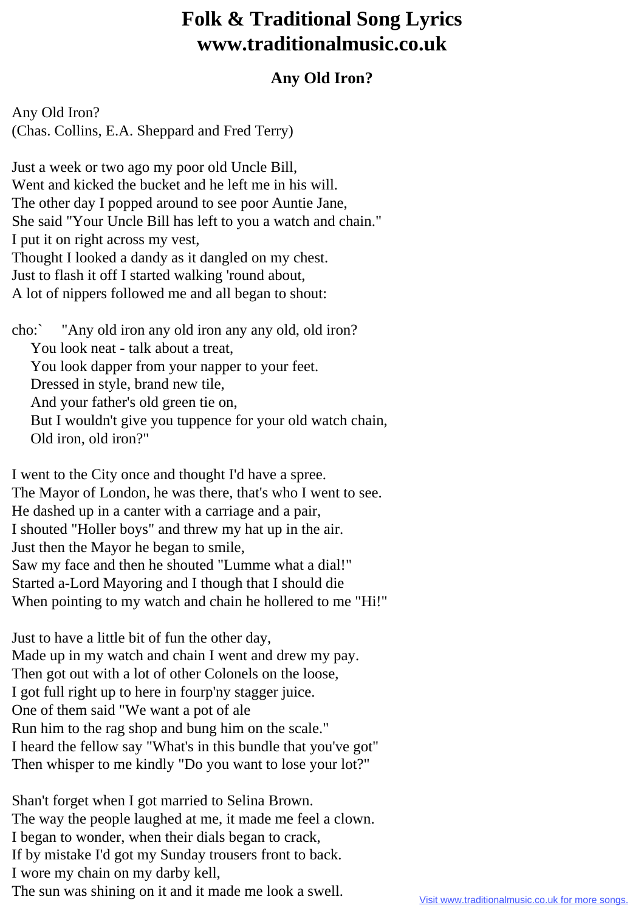# Folk & Traditional Song Lyrics
# www.traditionalmusic.co.uk

### Any Old Iron?

Any Old Iron?
(Chas. Collins, E.A. Sheppard and Fred Terry)

Just a week or two ago my poor old Uncle Bill,
Went and kicked the bucket and he left me in his will.
The other day I popped around to see poor Auntie Jane,
She said "Your Uncle Bill has left to you a watch and chain."
I put it on right across my vest,
Thought I looked a dandy as it dangled on my chest.
Just to flash it off I started walking 'round about,
A lot of nippers followed me and all began to shout:

cho:` "Any old iron any old iron any any old, old iron?
You look neat - talk about a treat,
You look dapper from your napper to your feet.
Dressed in style, brand new tile,
And your father's old green tie on,
But I wouldn't give you tuppence for your old watch chain,
Old iron, old iron?"

I went to the City once and thought I'd have a spree.
The Mayor of London, he was there, that's who I went to see.
He dashed up in a canter with a carriage and a pair,
I shouted "Holler boys" and threw my hat up in the air.
Just then the Mayor he began to smile,
Saw my face and then he shouted "Lumme what a dial!"
Started a-Lord Mayoring and I though that I should die
When pointing to my watch and chain he hollered to me "Hi!"

Just to have a little bit of fun the other day,
Made up in my watch and chain I went and drew my pay.
Then got out with a lot of other Colonels on the loose,
I got full right up to here in fourp'ny stagger juice.
One of them said "We want a pot of ale
Run him to the rag shop and bung him on the scale."
I heard the fellow say "What's in this bundle that you've got"
Then whisper to me kindly "Do you want to lose your lot?"

Shan't forget when I got married to Selina Brown.
The way the people laughed at me, it made me feel a clown.
I began to wonder, when their dials began to crack,
If by mistake I'd got my Sunday trousers front to back.
I wore my chain on my darby kell,
The sun was shining on it and it made me look a swell.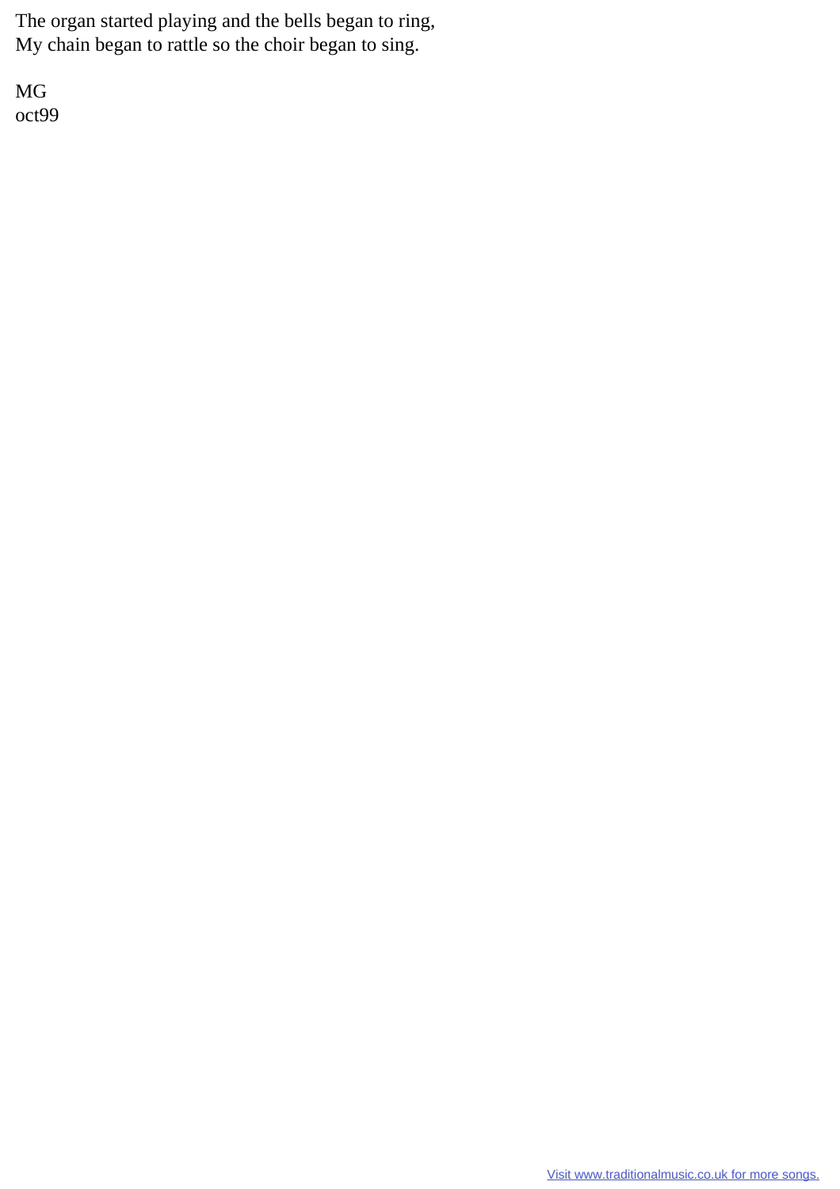The organ started playing and the bells began to ring,
My chain began to rattle so the choir began to sing.

MG
oct99

Visit www.traditionalmusic.co.uk for more songs.